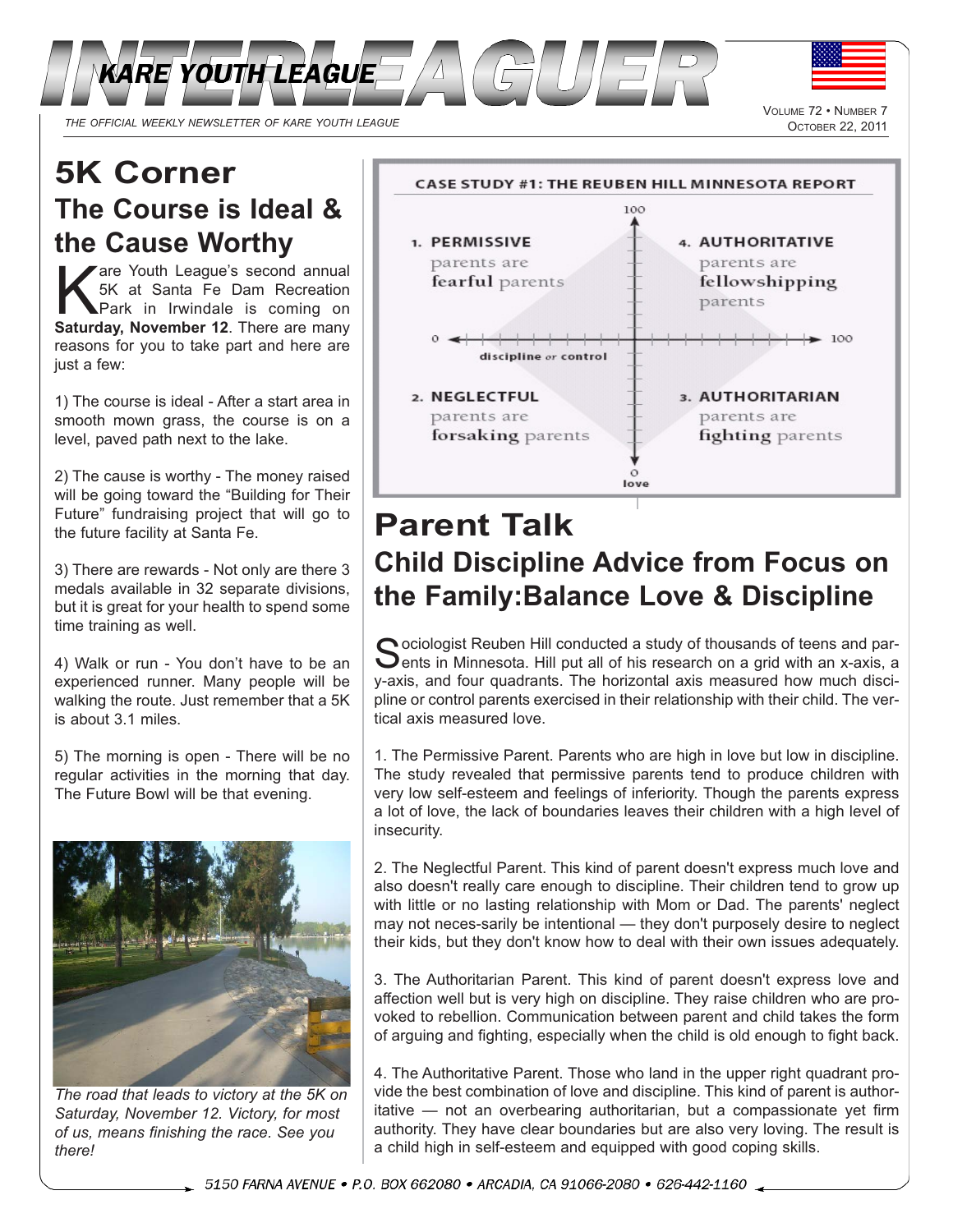# INTERLEAGUER

KARE YOUTH LEAGUE

*THE OFFICIAL WEEKLY NEWSLETTER OF KARE YOUTH LEAGUE*

VOLUME 72 • NUMBER 7
OCTOBER 22, 2011

# 5K Corner

## The Course is Ideal & the Cause Worthy

Kare Youth League's second annual 5K at Santa Fe Dam Recreation Park in Irwindale is coming on **Saturday, November 12**. There are many reasons for you to take part and here are just a few:

1) The course is ideal - After a start area in smooth mown grass, the course is on a level, paved path next to the lake.

2) The cause is worthy - The money raised will be going toward the "Building for Their Future" fundraising project that will go to the future facility at Santa Fe.

3) There are rewards - Not only are there 3 medals available in 32 separate divisions, but it is great for your health to spend some time training as well.

4) Walk or run - You don't have to be an experienced runner. Many people will be walking the route. Just remember that a 5K is about 3.1 miles.

5) The morning is open - There will be no regular activities in the morning that day. The Future Bowl will be that evening.

*The road that leads to victory at the 5K on Saturday, November 12. Victory, for most of us, means finishing the race. See you there!*

**CASE STUDY #1: THE REUBEN HILL MINNESOTA REPORT**

(Grid: horizontal axis "discipline or control" from 0 to 100; vertical axis "love" from 0 to 100)

- **1. PERMISSIVE** — parents are **fearful** parents
- **4. AUTHORITATIVE** — parents are **fellowshipping** parents
- **2. NEGLECTFUL** — parents are **forsaking** parents
- **3. AUTHORITARIAN** — parents are **fighting** parents

# Parent Talk

## Child Discipline Advice from Focus on the Family:Balance Love & Discipline

Sociologist Reuben Hill conducted a study of thousands of teens and parents in Minnesota. Hill put all of his research on a grid with an x-axis, a y-axis, and four quadrants. The horizontal axis measured how much discipline or control parents exercised in their relationship with their child. The vertical axis measured love.

1. The Permissive Parent. Parents who are high in love but low in discipline. The study revealed that permissive parents tend to produce children with very low self-esteem and feelings of inferiority. Though the parents express a lot of love, the lack of boundaries leaves their children with a high level of insecurity.

2. The Neglectful Parent. This kind of parent doesn't express much love and also doesn't really care enough to discipline. Their children tend to grow up with little or no lasting relationship with Mom or Dad. The parents' neglect may not neces-sarily be intentional — they don't purposely desire to neglect their kids, but they don't know how to deal with their own issues adequately.

3. The Authoritarian Parent. This kind of parent doesn't express love and affection well but is very high on discipline. They raise children who are provoked to rebellion. Communication between parent and child takes the form of arguing and fighting, especially when the child is old enough to fight back.

4. The Authoritative Parent. Those who land in the upper right quadrant provide the best combination of love and discipline. This kind of parent is authoritative — not an overbearing authoritarian, but a compassionate yet firm authority. They have clear boundaries but are also very loving. The result is a child high in self-esteem and equipped with good coping skills.

*5150 FARNA AVENUE • P.O. BOX 662080 • ARCADIA, CA 91066-2080 • 626-442-1160*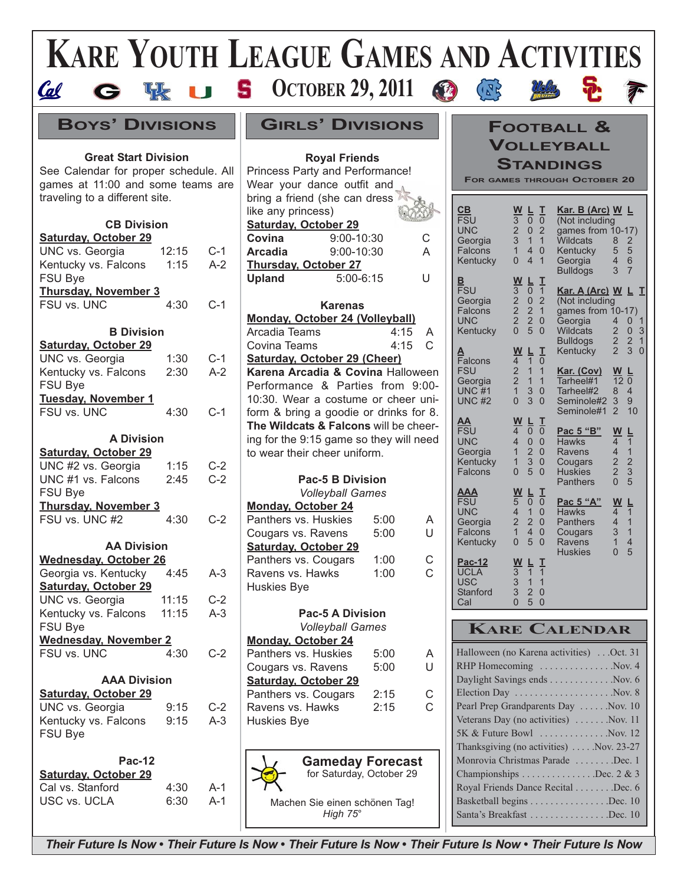# Kare Youth League Games and Activities

## October 29, 2011

## Boys' Divisions

### Great Start Division

See Calendar for proper schedule. All games at 11:00 and some teams are traveling to a different site.

### CB Division

**Saturday, October 29**

| | | |
|---|---|---|
| UNC vs. Georgia | 12:15 | C-1 |
| Kentucky vs. Falcons | 1:15 | A-2 |
| FSU Bye | | |

**Thursday, November 3**

| | | |
|---|---|---|
| FSU vs. UNC | 4:30 | C-1 |

### B Division

**Saturday, October 29**

| | | |
|---|---|---|
| UNC vs. Georgia | 1:30 | C-1 |
| Kentucky vs. Falcons | 2:30 | A-2 |
| FSU Bye | | |

**Tuesday, November 1**

| | | |
|---|---|---|
| FSU vs. UNC | 4:30 | C-1 |

### A Division

**Saturday, October 29**

| | | |
|---|---|---|
| UNC #2 vs. Georgia | 1:15 | C-2 |
| UNC #1 vs. Falcons | 2:45 | C-2 |
| FSU Bye | | |

**Thursday, November 3**

| | | |
|---|---|---|
| FSU vs. UNC #2 | 4:30 | C-2 |

### AA Division

**Wednesday, October 26**

| | | |
|---|---|---|
| Georgia vs. Kentucky | 4:45 | A-3 |

**Saturday, October 29**

| | | |
|---|---|---|
| UNC vs. Georgia | 11:15 | C-2 |
| Kentucky vs. Falcons | 11:15 | A-3 |
| FSU Bye | | |

**Wednesday, November 2**

| | | |
|---|---|---|
| FSU vs. UNC | 4:30 | C-2 |

### AAA Division

**Saturday, October 29**

| | | |
|---|---|---|
| UNC vs. Georgia | 9:15 | C-2 |
| Kentucky vs. Falcons | 9:15 | A-3 |
| FSU Bye | | |

### Pac-12

**Saturday, October 29**

| | | |
|---|---|---|
| Cal vs. Stanford | 4:30 | A-1 |
| USC vs. UCLA | 6:30 | A-1 |

## Girls' Divisions

### Royal Friends

Princess Party and Performance! Wear your dance outfit and bring a friend (she can dress like any princess)

**Saturday, October 29**

| | | |
|---|---|---|
| **Covina** | 9:00-10:30 | C |
| **Arcadia** | 9:00-10:30 | A |

**Thursday, October 27**

| | | |
|---|---|---|
| **Upland** | 5:00-6:15 | U |

### Karenas

**Monday, October 24 (Volleyball)**

| | | |
|---|---|---|
| Arcadia Teams | 4:15 | A |
| Covina Teams | 4:15 | C |

**Saturday, October 29 (Cheer)**

**Karena Arcadia & Covina** Halloween Performance & Parties from 9:00-10:30. Wear a costume or cheer uniform & bring a goodie or drinks for 8. **The Wildcats & Falcons** will be cheering for the 9:15 game so they will need to wear their cheer uniform.

### Pac-5 B Division

*Volleyball Games*

**Monday, October 24**

| | | |
|---|---|---|
| Panthers vs. Huskies | 5:00 | A |
| Cougars vs. Ravens | 5:00 | U |

**Saturday, October 29**

| | | |
|---|---|---|
| Panthers vs. Cougars | 1:00 | C |
| Ravens vs. Hawks | 1:00 | C |
| Huskies Bye | | |

### Pac-5 A Division

*Volleyball Games*

**Monday, October 24**

| | | |
|---|---|---|
| Panthers vs. Huskies | 5:00 | A |
| Cougars vs. Ravens | 5:00 | U |

**Saturday, October 29**

| | | |
|---|---|---|
| Panthers vs. Cougars | 2:15 | C |
| Ravens vs. Hawks | 2:15 | C |
| Huskies Bye | | |

### Gameday Forecast

for Saturday, October 29

Machen Sie einen schönen Tag!

*High 75°*

## Football & Volleyball Standings

For games through October 20

| CB | W | L | T |
|---|---|---|---|
| FSU | 3 | 0 | 0 |
| UNC | 2 | 0 | 2 |
| Georgia | 3 | 1 | 1 |
| Falcons | 1 | 4 | 0 |
| Kentucky | 0 | 4 | 1 |

| B | W | L | T |
|---|---|---|---|
| FSU | 3 | 0 | 1 |
| Georgia | 2 | 0 | 2 |
| Falcons | 2 | 2 | 1 |
| UNC | 2 | 2 | 0 |
| Kentucky | 0 | 5 | 0 |

| A | W | L | T |
|---|---|---|---|
| Falcons | 4 | 1 | 0 |
| FSU | 2 | 1 | 1 |
| Georgia | 2 | 1 | 1 |
| UNC #1 | 1 | 3 | 0 |
| UNC #2 | 0 | 3 | 0 |

| AA | W | L | T |
|---|---|---|---|
| FSU | 4 | 0 | 0 |
| UNC | 4 | 0 | 0 |
| Georgia | 1 | 2 | 0 |
| Kentucky | 1 | 3 | 0 |
| Falcons | 0 | 5 | 0 |

| AAA | W | L | T |
|---|---|---|---|
| FSU | 5 | 0 | 0 |
| UNC | 4 | 1 | 0 |
| Georgia | 2 | 2 | 0 |
| Falcons | 1 | 4 | 0 |
| Kentucky | 0 | 5 | 0 |

| Pac-12 | W | L | T |
|---|---|---|---|
| UCLA | 3 | 1 | 1 |
| USC | 3 | 1 | 1 |
| Stanford | 3 | 2 | 0 |
| Cal | 0 | 5 | 0 |

**Kar. B (Arc)** (Not including games from 10-17)

| Kar. B (Arc) | W | L |
|---|---|---|
| Wildcats | 8 | 2 |
| Kentucky | 5 | 5 |
| Georgia | 4 | 6 |
| Bulldogs | 3 | 7 |

**Kar. A (Arc)** (Not including games from 10-17)

| Kar. A (Arc) | W | L | T |
|---|---|---|---|
| Georgia | 4 | 0 | 1 |
| Wildcats | 2 | 0 | 3 |
| Bulldogs | 2 | 2 | 1 |
| Kentucky | 2 | 3 | 0 |

| Kar. (Cov) | W | L |
|---|---|---|
| Tarheel#1 | 12 | 0 |
| Tarheel#2 | 8 | 4 |
| Seminole#2 | 3 | 9 |
| Seminole#1 | 2 | 10 |

| Pac 5 "B" | W | L |
|---|---|---|
| Hawks | 4 | 1 |
| Ravens | 4 | 1 |
| Cougars | 2 | 2 |
| Huskies | 2 | 3 |
| Panthers | 0 | 5 |

| Pac 5 "A" | W | L |
|---|---|---|
| Hawks | 4 | 1 |
| Panthers | 4 | 1 |
| Cougars | 3 | 1 |
| Ravens | 1 | 4 |
| Huskies | 0 | 5 |

## Kare Calendar

| | |
|---|---|
| Halloween (no Karena activities) | Oct. 31 |
| RHP Homecoming | Nov. 4 |
| Daylight Savings ends | Nov. 6 |
| Election Day | Nov. 8 |
| Pearl Prep Grandparents Day | Nov. 10 |
| Veterans Day (no activities) | Nov. 11 |
| 5K & Future Bowl | Nov. 12 |
| Thanksgiving (no activities) | Nov. 23-27 |
| Monrovia Christmas Parade | Dec. 1 |
| Championships | Dec. 2 & 3 |
| Royal Friends Dance Recital | Dec. 6 |
| Basketball begins | Dec. 10 |
| Santa's Breakfast | Dec. 10 |

*Their Future Is Now • Their Future Is Now • Their Future Is Now • Their Future Is Now • Their Future Is Now*